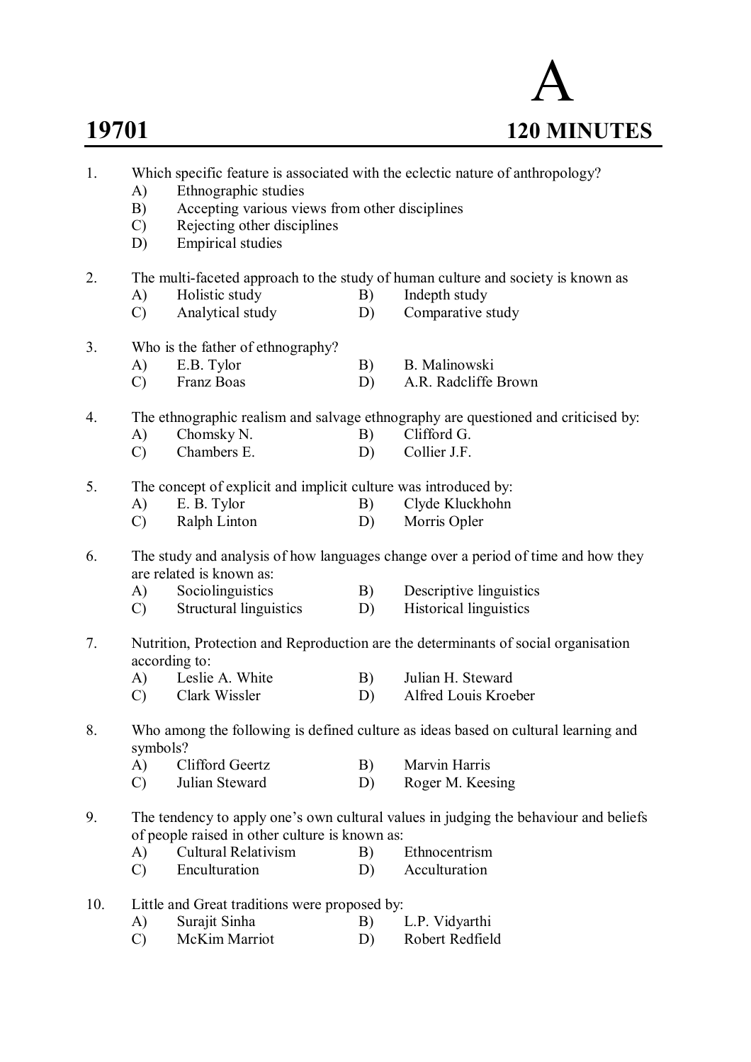**19701** **A** **120 MINUTES**

1. Which specific feature is associated with the eclectic nature of anthropology?
   - A) Ethnographic studies
   - B) Accepting various views from other disciplines
   - C) Rejecting other disciplines
   - D) Empirical studies

2. The multi-faceted approach to the study of human culture and society is known as
   - A) Holistic study
   - B) Indepth study
   - C) Analytical study
   - D) Comparative study

3. Who is the father of ethnography?
   - A) E.B. Tylor
   - B) B. Malinowski
   - C) Franz Boas
   - D) A.R. Radcliffe Brown

4. The ethnographic realism and salvage ethnography are questioned and criticised by:
   - A) Chomsky N.
   - B) Clifford G.
   - C) Chambers E.
   - D) Collier J.F.

5. The concept of explicit and implicit culture was introduced by:
   - A) E. B. Tylor
   - B) Clyde Kluckhohn
   - C) Ralph Linton
   - D) Morris Opler

6. The study and analysis of how languages change over a period of time and how they are related is known as:
   - A) Sociolinguistics
   - B) Descriptive linguistics
   - C) Structural linguistics
   - D) Historical linguistics

7. Nutrition, Protection and Reproduction are the determinants of social organisation according to:
   - A) Leslie A. White
   - B) Julian H. Steward
   - C) Clark Wissler
   - D) Alfred Louis Kroeber

8. Who among the following is defined culture as ideas based on cultural learning and symbols?
   - A) Clifford Geertz
   - B) Marvin Harris
   - C) Julian Steward
   - D) Roger M. Keesing

9. The tendency to apply one's own cultural values in judging the behaviour and beliefs of people raised in other culture is known as:
   - A) Cultural Relativism
   - B) Ethnocentrism
   - C) Enculturation
   - D) Acculturation

10. Little and Great traditions were proposed by:
    - A) Surajit Sinha
    - B) L.P. Vidyarthi
    - C) McKim Marriot
    - D) Robert Redfield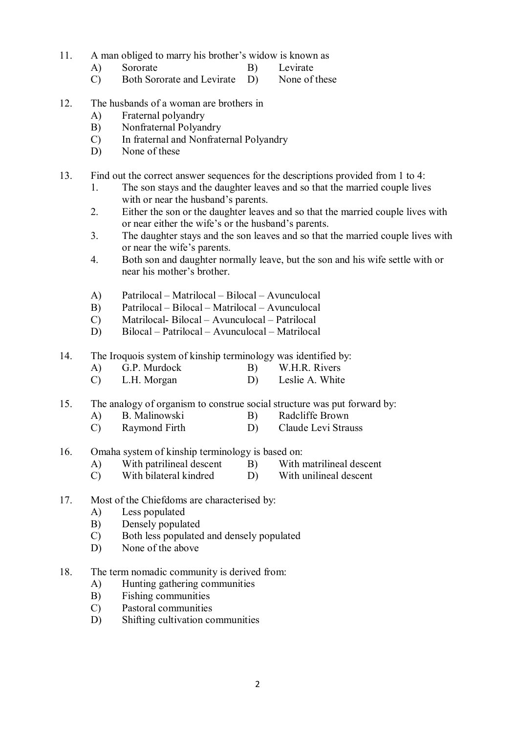11. A man obliged to marry his brother's widow is known as
    - A) Sororate
    - B) Levirate
    - C) Both Sororate and Levirate
    - D) None of these

12. The husbands of a woman are brothers in
    - A) Fraternal polyandry
    - B) Nonfraternal Polyandry
    - C) In fraternal and Nonfraternal Polyandry
    - D) None of these

13. Find out the correct answer sequences for the descriptions provided from 1 to 4:
    1. The son stays and the daughter leaves and so that the married couple lives with or near the husband's parents.
    2. Either the son or the daughter leaves and so that the married couple lives with or near either the wife's or the husband's parents.
    3. The daughter stays and the son leaves and so that the married couple lives with or near the wife's parents.
    4. Both son and daughter normally leave, but the son and his wife settle with or near his mother's brother.

    - A) Patrilocal – Matrilocal – Bilocal – Avunculocal
    - B) Patrilocal – Bilocal – Matrilocal – Avunculocal
    - C) Matrilocal- Bilocal – Avunculocal – Patrilocal
    - D) Bilocal – Patrilocal – Avunculocal – Matrilocal

14. The Iroquois system of kinship terminology was identified by:
    - A) G.P. Murdock
    - B) W.H.R. Rivers
    - C) L.H. Morgan
    - D) Leslie A. White

15. The analogy of organism to construe social structure was put forward by:
    - A) B. Malinowski
    - B) Radcliffe Brown
    - C) Raymond Firth
    - D) Claude Levi Strauss

16. Omaha system of kinship terminology is based on:
    - A) With patrilineal descent
    - B) With matrilineal descent
    - C) With bilateral kindred
    - D) With unilineal descent

17. Most of the Chiefdoms are characterised by:
    - A) Less populated
    - B) Densely populated
    - C) Both less populated and densely populated
    - D) None of the above

18. The term nomadic community is derived from:
    - A) Hunting gathering communities
    - B) Fishing communities
    - C) Pastoral communities
    - D) Shifting cultivation communities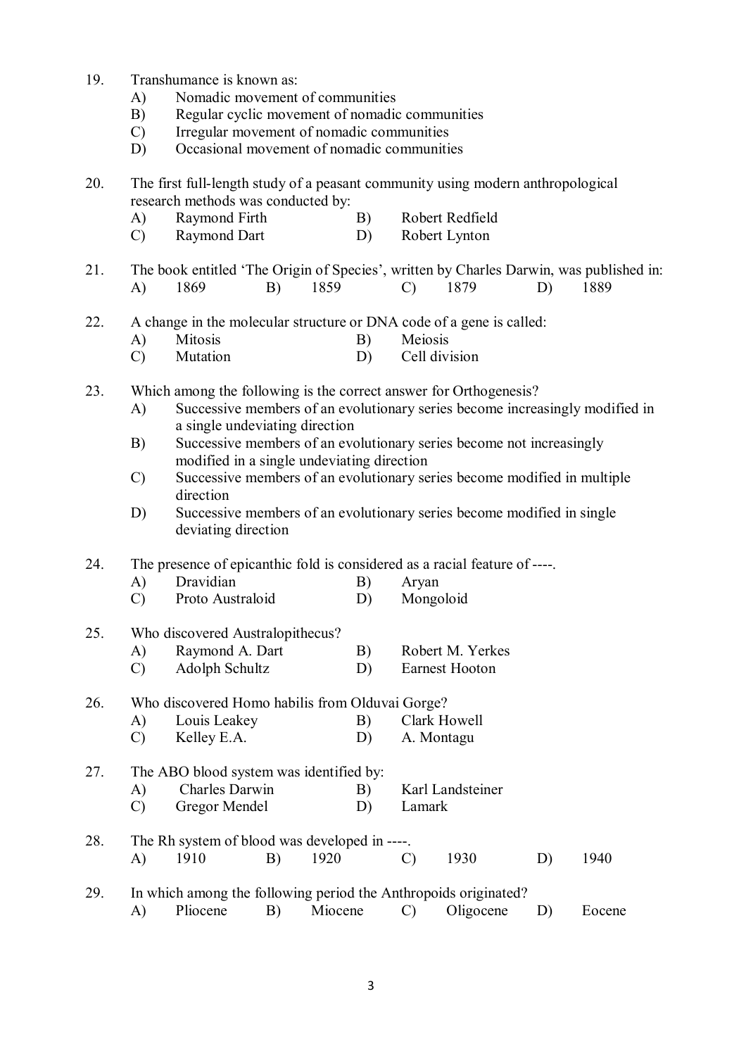19. Transhumance is known as:
    A) Nomadic movement of communities
    B) Regular cyclic movement of nomadic communities
    C) Irregular movement of nomadic communities
    D) Occasional movement of nomadic communities

20. The first full-length study of a peasant community using modern anthropological research methods was conducted by:
    A) Raymond Firth B) Robert Redfield
    C) Raymond Dart D) Robert Lynton

21. The book entitled 'The Origin of Species', written by Charles Darwin, was published in:
    A) 1869 B) 1859 C) 1879 D) 1889

22. A change in the molecular structure or DNA code of a gene is called:
    A) Mitosis B) Meiosis
    C) Mutation D) Cell division

23. Which among the following is the correct answer for Orthogenesis?
    A) Successive members of an evolutionary series become increasingly modified in a single undeviating direction
    B) Successive members of an evolutionary series become not increasingly modified in a single undeviating direction
    C) Successive members of an evolutionary series become modified in multiple direction
    D) Successive members of an evolutionary series become modified in single deviating direction

24. The presence of epicanthic fold is considered as a racial feature of ----.
    A) Dravidian B) Aryan
    C) Proto Australoid D) Mongoloid

25. Who discovered Australopithecus?
    A) Raymond A. Dart B) Robert M. Yerkes
    C) Adolph Schultz D) Earnest Hooton

26. Who discovered Homo habilis from Olduvai Gorge?
    A) Louis Leakey B) Clark Howell
    C) Kelley E.A. D) A. Montagu

27. The ABO blood system was identified by:
    A) Charles Darwin B) Karl Landsteiner
    C) Gregor Mendel D) Lamark

28. The Rh system of blood was developed in ----.
    A) 1910 B) 1920 C) 1930 D) 1940

29. In which among the following period the Anthropoids originated?
    A) Pliocene B) Miocene C) Oligocene D) Eocene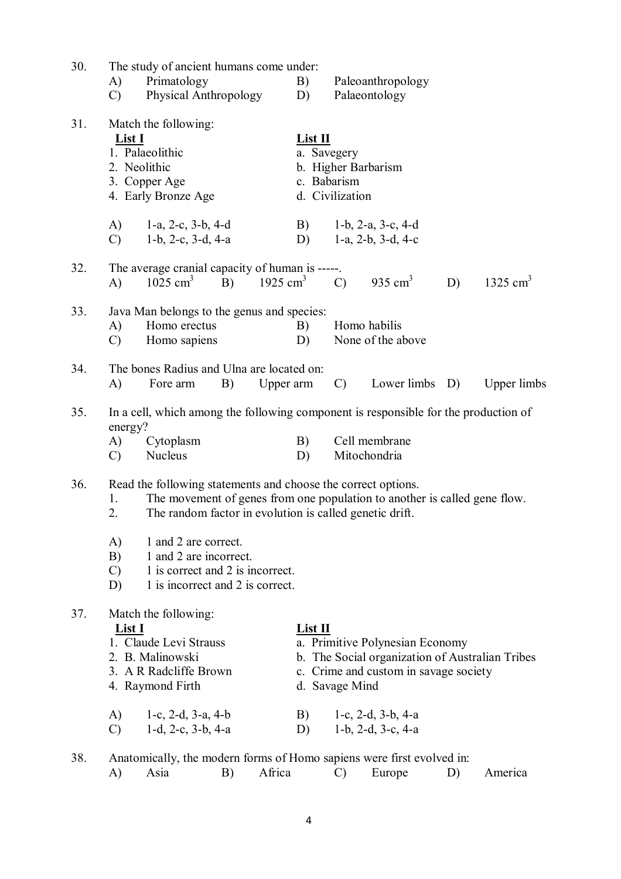30. The study of ancient humans come under:
 A) Primatology B) Paleoanthropology
 C) Physical Anthropology D) Palaeontology

31. Match the following:

| **List I** | **List II** |
|---|---|
| 1. Palaeolithic | a. Savegery |
| 2. Neolithic | b. Higher Barbarism |
| 3. Copper Age | c. Babarism |
| 4. Early Bronze Age | d. Civilization |

 A) 1-a, 2-c, 3-b, 4-d B) 1-b, 2-a, 3-c, 4-d
 C) 1-b, 2-c, 3-d, 4-a D) 1-a, 2-b, 3-d, 4-c

32. The average cranial capacity of human is -----.
 A) 1025 $cm^3$ B) 1925 $cm^3$ C) 935 $cm^3$ D) 1325 $cm^3$

33. Java Man belongs to the genus and species:
 A) Homo erectus B) Homo habilis
 C) Homo sapiens D) None of the above

34. The bones Radius and Ulna are located on:
 A) Fore arm B) Upper arm C) Lower limbs D) Upper limbs

35. In a cell, which among the following component is responsible for the production of energy?
 A) Cytoplasm B) Cell membrane
 C) Nucleus D) Mitochondria

36. Read the following statements and choose the correct options.
 1. The movement of genes from one population to another is called gene flow.
 2. The random factor in evolution is called genetic drift.

 A) 1 and 2 are correct.
 B) 1 and 2 are incorrect.
 C) 1 is correct and 2 is incorrect.
 D) 1 is incorrect and 2 is correct.

37. Match the following:

| **List I** | **List II** |
|---|---|
| 1. Claude Levi Strauss | a. Primitive Polynesian Economy |
| 2. B. Malinowski | b. The Social organization of Australian Tribes |
| 3. A R Radcliffe Brown | c. Crime and custom in savage society |
| 4. Raymond Firth | d. Savage Mind |

 A) 1-c, 2-d, 3-a, 4-b B) 1-c, 2-d, 3-b, 4-a
 C) 1-d, 2-c, 3-b, 4-a D) 1-b, 2-d, 3-c, 4-a

38. Anatomically, the modern forms of Homo sapiens were first evolved in:
 A) Asia B) Africa C) Europe D) America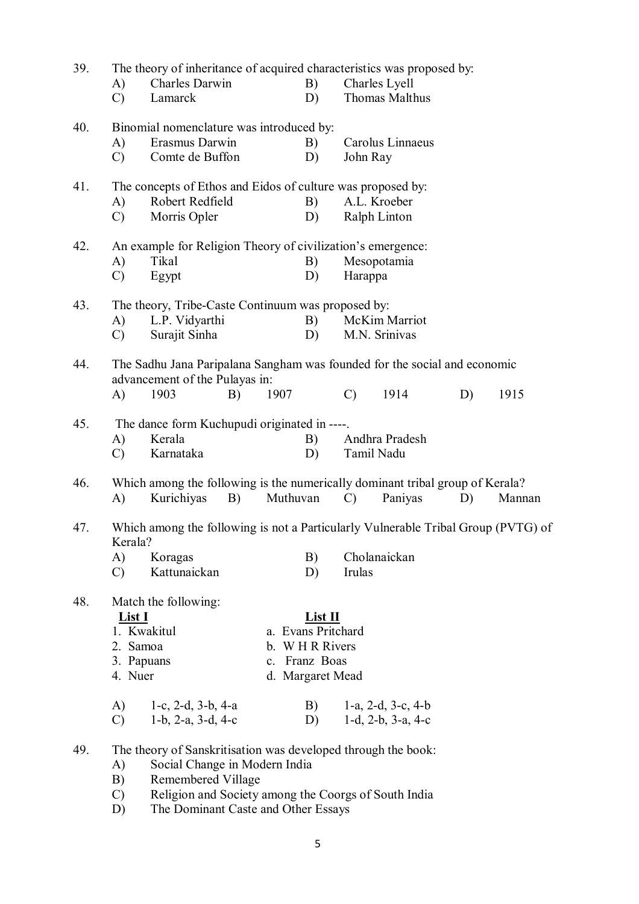39. The theory of inheritance of acquired characteristics was proposed by:
    - A) Charles Darwin
    - B) Charles Lyell
    - C) Lamarck
    - D) Thomas Malthus

40. Binomial nomenclature was introduced by:
    - A) Erasmus Darwin
    - B) Carolus Linnaeus
    - C) Comte de Buffon
    - D) John Ray

41. The concepts of Ethos and Eidos of culture was proposed by:
    - A) Robert Redfield
    - B) A.L. Kroeber
    - C) Morris Opler
    - D) Ralph Linton

42. An example for Religion Theory of civilization's emergence:
    - A) Tikal
    - B) Mesopotamia
    - C) Egypt
    - D) Harappa

43. The theory, Tribe-Caste Continuum was proposed by:
    - A) L.P. Vidyarthi
    - B) McKim Marriot
    - C) Surajit Sinha
    - D) M.N. Srinivas

44. The Sadhu Jana Paripalana Sangham was founded for the social and economic advancement of the Pulayas in:
    - A) 1903
    - B) 1907
    - C) 1914
    - D) 1915

45. The dance form Kuchupudi originated in ----.
    - A) Kerala
    - B) Andhra Pradesh
    - C) Karnataka
    - D) Tamil Nadu

46. Which among the following is the numerically dominant tribal group of Kerala?
    - A) Kurichiyas
    - B) Muthuvan
    - C) Paniyas
    - D) Mannan

47. Which among the following is not a Particularly Vulnerable Tribal Group (PVTG) of Kerala?
    - A) Koragas
    - B) Cholanaickan
    - C) Kattunaickan
    - D) Irulas

48. Match the following:

| List I | List II |
|---|---|
| 1. Kwakitul | a. Evans Pritchard |
| 2. Samoa | b. W H R Rivers |
| 3. Papuans | c. Franz Boas |
| 4. Nuer | d. Margaret Mead |

    - A) 1-c, 2-d, 3-b, 4-a
    - B) 1-a, 2-d, 3-c, 4-b
    - C) 1-b, 2-a, 3-d, 4-c
    - D) 1-d, 2-b, 3-a, 4-c

49. The theory of Sanskritisation was developed through the book:
    - A) Social Change in Modern India
    - B) Remembered Village
    - C) Religion and Society among the Coorgs of South India
    - D) The Dominant Caste and Other Essays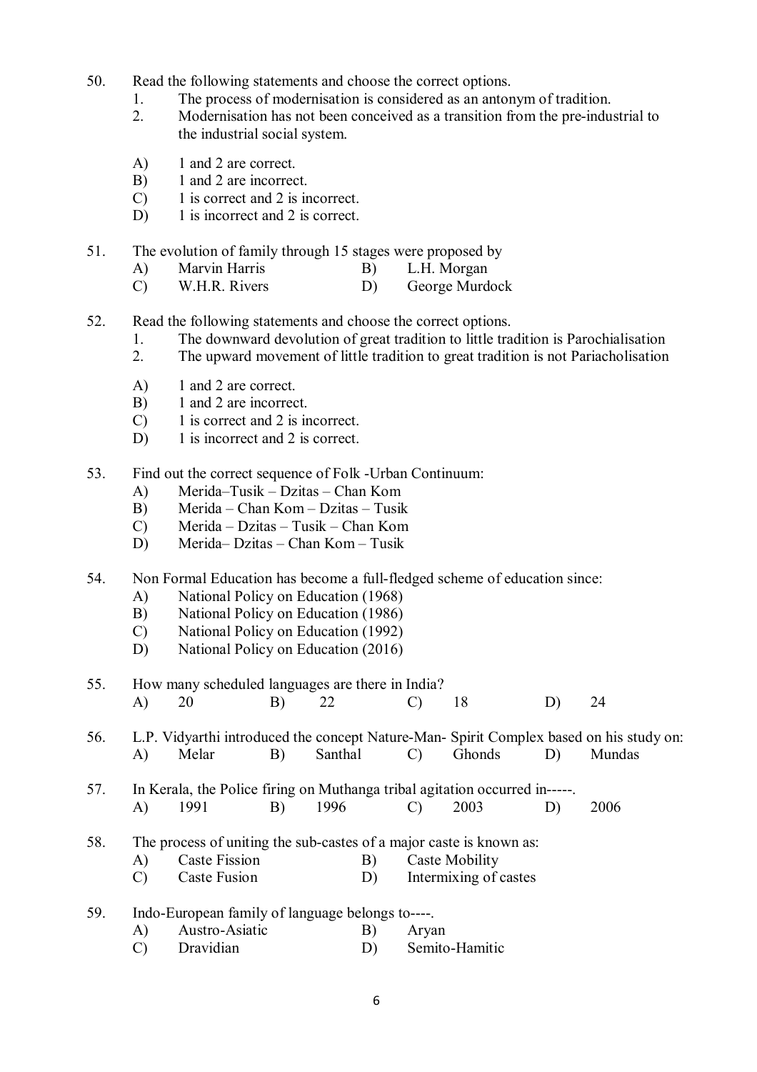50. Read the following statements and choose the correct options.
    1. The process of modernisation is considered as an antonym of tradition.
    2. Modernisation has not been conceived as a transition from the pre-industrial to the industrial social system.

    A) 1 and 2 are correct.
    B) 1 and 2 are incorrect.
    C) 1 is correct and 2 is incorrect.
    D) 1 is incorrect and 2 is correct.

51. The evolution of family through 15 stages were proposed by
    A) Marvin Harris
    B) L.H. Morgan
    C) W.H.R. Rivers
    D) George Murdock

52. Read the following statements and choose the correct options.
    1. The downward devolution of great tradition to little tradition is Parochialisation
    2. The upward movement of little tradition to great tradition is not Pariacholisation

    A) 1 and 2 are correct.
    B) 1 and 2 are incorrect.
    C) 1 is correct and 2 is incorrect.
    D) 1 is incorrect and 2 is correct.

53. Find out the correct sequence of Folk -Urban Continuum:
    A) Merida–Tusik – Dzitas – Chan Kom
    B) Merida – Chan Kom – Dzitas – Tusik
    C) Merida – Dzitas – Tusik – Chan Kom
    D) Merida– Dzitas – Chan Kom – Tusik

54. Non Formal Education has become a full-fledged scheme of education since:
    A) National Policy on Education (1968)
    B) National Policy on Education (1986)
    C) National Policy on Education (1992)
    D) National Policy on Education (2016)

55. How many scheduled languages are there in India?
    A) 20 B) 22 C) 18 D) 24

56. L.P. Vidyarthi introduced the concept Nature-Man- Spirit Complex based on his study on:
    A) Melar B) Santhal C) Ghonds D) Mundas

57. In Kerala, the Police firing on Muthanga tribal agitation occurred in-----.
    A) 1991 B) 1996 C) 2003 D) 2006

58. The process of uniting the sub-castes of a major caste is known as:
    A) Caste Fission
    B) Caste Mobility
    C) Caste Fusion
    D) Intermixing of castes

59. Indo-European family of language belongs to----.
    A) Austro-Asiatic
    B) Aryan
    C) Dravidian
    D) Semito-Hamitic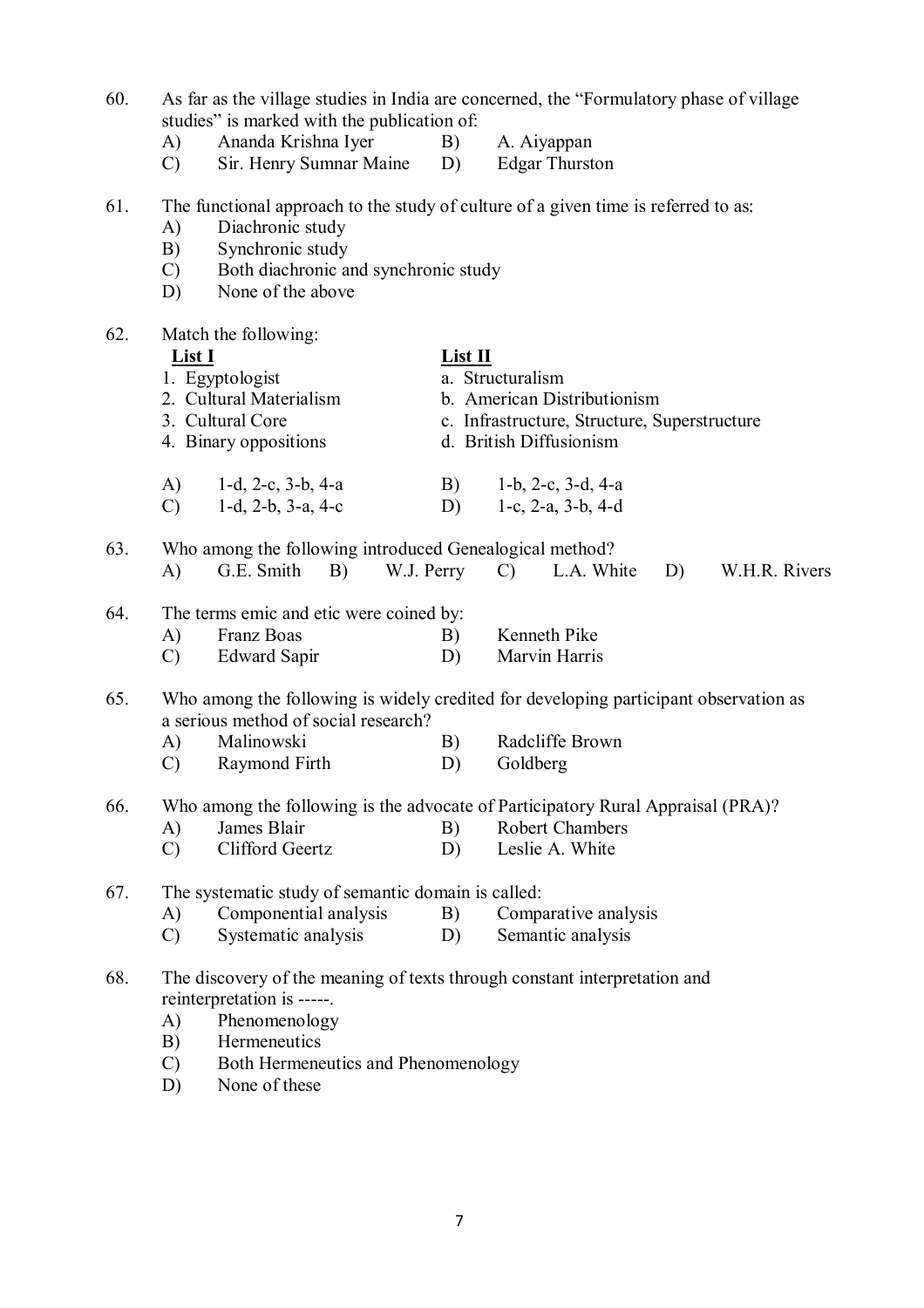60. As far as the village studies in India are concerned, the "Formulatory phase of village studies" is marked with the publication of:
    - A) Ananda Krishna Iyer
    - B) A. Aiyappan
    - C) Sir. Henry Sumnar Maine
    - D) Edgar Thurston

61. The functional approach to the study of culture of a given time is referred to as:
    - A) Diachronic study
    - B) Synchronic study
    - C) Both diachronic and synchronic study
    - D) None of the above

62. Match the following:

| **List I** | **List II** |
|---|---|
| 1. Egyptologist | a. Structuralism |
| 2. Cultural Materialism | b. American Distributionism |
| 3. Cultural Core | c. Infrastructure, Structure, Superstructure |
| 4. Binary oppositions | d. British Diffusionism |

    - A) 1-d, 2-c, 3-b, 4-a
    - B) 1-b, 2-c, 3-d, 4-a
    - C) 1-d, 2-b, 3-a, 4-c
    - D) 1-c, 2-a, 3-b, 4-d

63. Who among the following introduced Genealogical method?
    - A) G.E. Smith
    - B) W.J. Perry
    - C) L.A. White
    - D) W.H.R. Rivers

64. The terms emic and etic were coined by:
    - A) Franz Boas
    - B) Kenneth Pike
    - C) Edward Sapir
    - D) Marvin Harris

65. Who among the following is widely credited for developing participant observation as a serious method of social research?
    - A) Malinowski
    - B) Radcliffe Brown
    - C) Raymond Firth
    - D) Goldberg

66. Who among the following is the advocate of Participatory Rural Appraisal (PRA)?
    - A) James Blair
    - B) Robert Chambers
    - C) Clifford Geertz
    - D) Leslie A. White

67. The systematic study of semantic domain is called:
    - A) Componential analysis
    - B) Comparative analysis
    - C) Systematic analysis
    - D) Semantic analysis

68. The discovery of the meaning of texts through constant interpretation and reinterpretation is -----.
    - A) Phenomenology
    - B) Hermeneutics
    - C) Both Hermeneutics and Phenomenology
    - D) None of these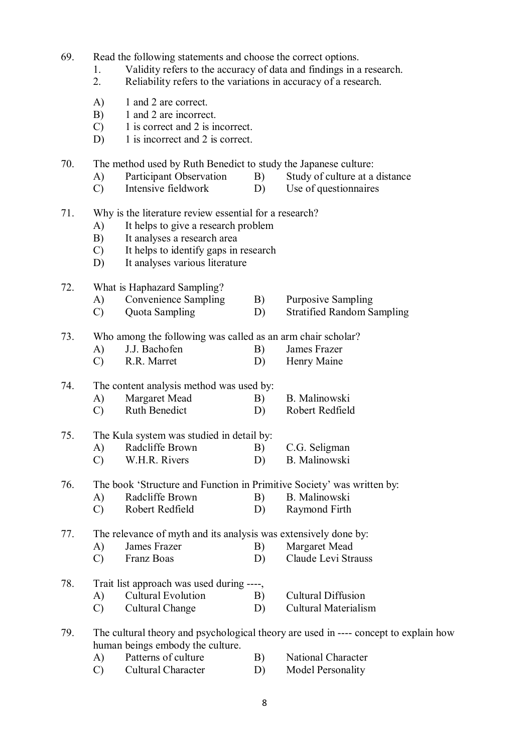69. Read the following statements and choose the correct options.
    1. Validity refers to the accuracy of data and findings in a research.
    2. Reliability refers to the variations in accuracy of a research.

    A) 1 and 2 are correct.
    B) 1 and 2 are incorrect.
    C) 1 is correct and 2 is incorrect.
    D) 1 is incorrect and 2 is correct.

70. The method used by Ruth Benedict to study the Japanese culture:
    A) Participant Observation
    B) Study of culture at a distance
    C) Intensive fieldwork
    D) Use of questionnaires

71. Why is the literature review essential for a research?
    A) It helps to give a research problem
    B) It analyses a research area
    C) It helps to identify gaps in research
    D) It analyses various literature

72. What is Haphazard Sampling?
    A) Convenience Sampling
    B) Purposive Sampling
    C) Quota Sampling
    D) Stratified Random Sampling

73. Who among the following was called as an arm chair scholar?
    A) J.J. Bachofen
    B) James Frazer
    C) R.R. Marret
    D) Henry Maine

74. The content analysis method was used by:
    A) Margaret Mead
    B) B. Malinowski
    C) Ruth Benedict
    D) Robert Redfield

75. The Kula system was studied in detail by:
    A) Radcliffe Brown
    B) C.G. Seligman
    C) W.H.R. Rivers
    D) B. Malinowski

76. The book 'Structure and Function in Primitive Society' was written by:
    A) Radcliffe Brown
    B) B. Malinowski
    C) Robert Redfield
    D) Raymond Firth

77. The relevance of myth and its analysis was extensively done by:
    A) James Frazer
    B) Margaret Mead
    C) Franz Boas
    D) Claude Levi Strauss

78. Trait list approach was used during ----,
    A) Cultural Evolution
    B) Cultural Diffusion
    C) Cultural Change
    D) Cultural Materialism

79. The cultural theory and psychological theory are used in ---- concept to explain how human beings embody the culture.
    A) Patterns of culture
    B) National Character
    C) Cultural Character
    D) Model Personality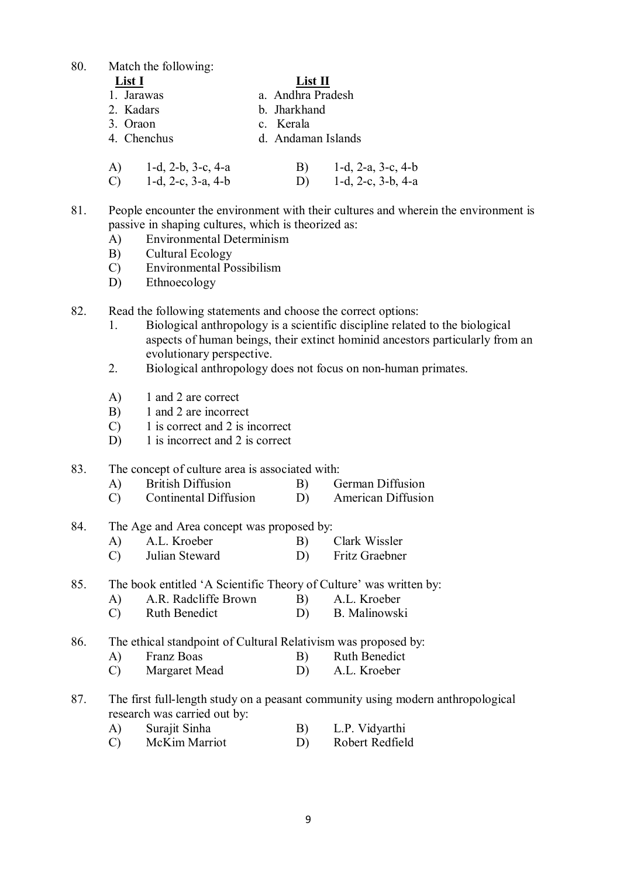80. Match the following:

| List I | List II |
|---|---|
| 1. Jarawas | a. Andhra Pradesh |
| 2. Kadars | b. Jharkhand |
| 3. Oraon | c. Kerala |
| 4. Chenchus | d. Andaman Islands |

A) 1-d, 2-b, 3-c, 4-a  
B) 1-d, 2-a, 3-c, 4-b  
C) 1-d, 2-c, 3-a, 4-b  
D) 1-d, 2-c, 3-b, 4-a

81. People encounter the environment with their cultures and wherein the environment is passive in shaping cultures, which is theorized as:  
A) Environmental Determinism  
B) Cultural Ecology  
C) Environmental Possibilism  
D) Ethnoecology

82. Read the following statements and choose the correct options:
    1. Biological anthropology is a scientific discipline related to the biological aspects of human beings, their extinct hominid ancestors particularly from an evolutionary perspective.
    2. Biological anthropology does not focus on non-human primates.

A) 1 and 2 are correct  
B) 1 and 2 are incorrect  
C) 1 is correct and 2 is incorrect  
D) 1 is incorrect and 2 is correct

83. The concept of culture area is associated with:  
A) British Diffusion  
B) German Diffusion  
C) Continental Diffusion  
D) American Diffusion

84. The Age and Area concept was proposed by:  
A) A.L. Kroeber  
B) Clark Wissler  
C) Julian Steward  
D) Fritz Graebner

85. The book entitled 'A Scientific Theory of Culture' was written by:  
A) A.R. Radcliffe Brown  
B) A.L. Kroeber  
C) Ruth Benedict  
D) B. Malinowski

86. The ethical standpoint of Cultural Relativism was proposed by:  
A) Franz Boas  
B) Ruth Benedict  
C) Margaret Mead  
D) A.L. Kroeber

87. The first full-length study on a peasant community using modern anthropological research was carried out by:  
A) Surajit Sinha  
B) L.P. Vidyarthi  
C) McKim Marriot  
D) Robert Redfield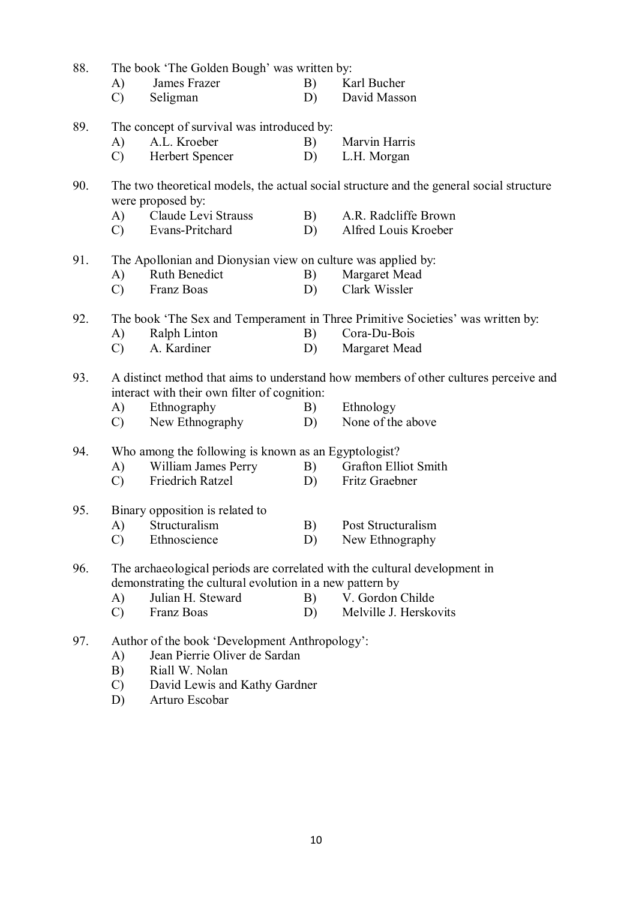88. The book 'The Golden Bough' was written by:
    A) James Frazer
    B) Karl Bucher
    C) Seligman
    D) David Masson

89. The concept of survival was introduced by:
    A) A.L. Kroeber
    B) Marvin Harris
    C) Herbert Spencer
    D) L.H. Morgan

90. The two theoretical models, the actual social structure and the general social structure were proposed by:
    A) Claude Levi Strauss
    B) A.R. Radcliffe Brown
    C) Evans-Pritchard
    D) Alfred Louis Kroeber

91. The Apollonian and Dionysian view on culture was applied by:
    A) Ruth Benedict
    B) Margaret Mead
    C) Franz Boas
    D) Clark Wissler

92. The book 'The Sex and Temperament in Three Primitive Societies' was written by:
    A) Ralph Linton
    B) Cora-Du-Bois
    C) A. Kardiner
    D) Margaret Mead

93. A distinct method that aims to understand how members of other cultures perceive and interact with their own filter of cognition:
    A) Ethnography
    B) Ethnology
    C) New Ethnography
    D) None of the above

94. Who among the following is known as an Egyptologist?
    A) William James Perry
    B) Grafton Elliot Smith
    C) Friedrich Ratzel
    D) Fritz Graebner

95. Binary opposition is related to
    A) Structuralism
    B) Post Structuralism
    C) Ethnoscience
    D) New Ethnography

96. The archaeological periods are correlated with the cultural development in demonstrating the cultural evolution in a new pattern by
    A) Julian H. Steward
    B) V. Gordon Childe
    C) Franz Boas
    D) Melville J. Herskovits

97. Author of the book 'Development Anthropology':
    A) Jean Pierrie Oliver de Sardan
    B) Riall W. Nolan
    C) David Lewis and Kathy Gardner
    D) Arturo Escobar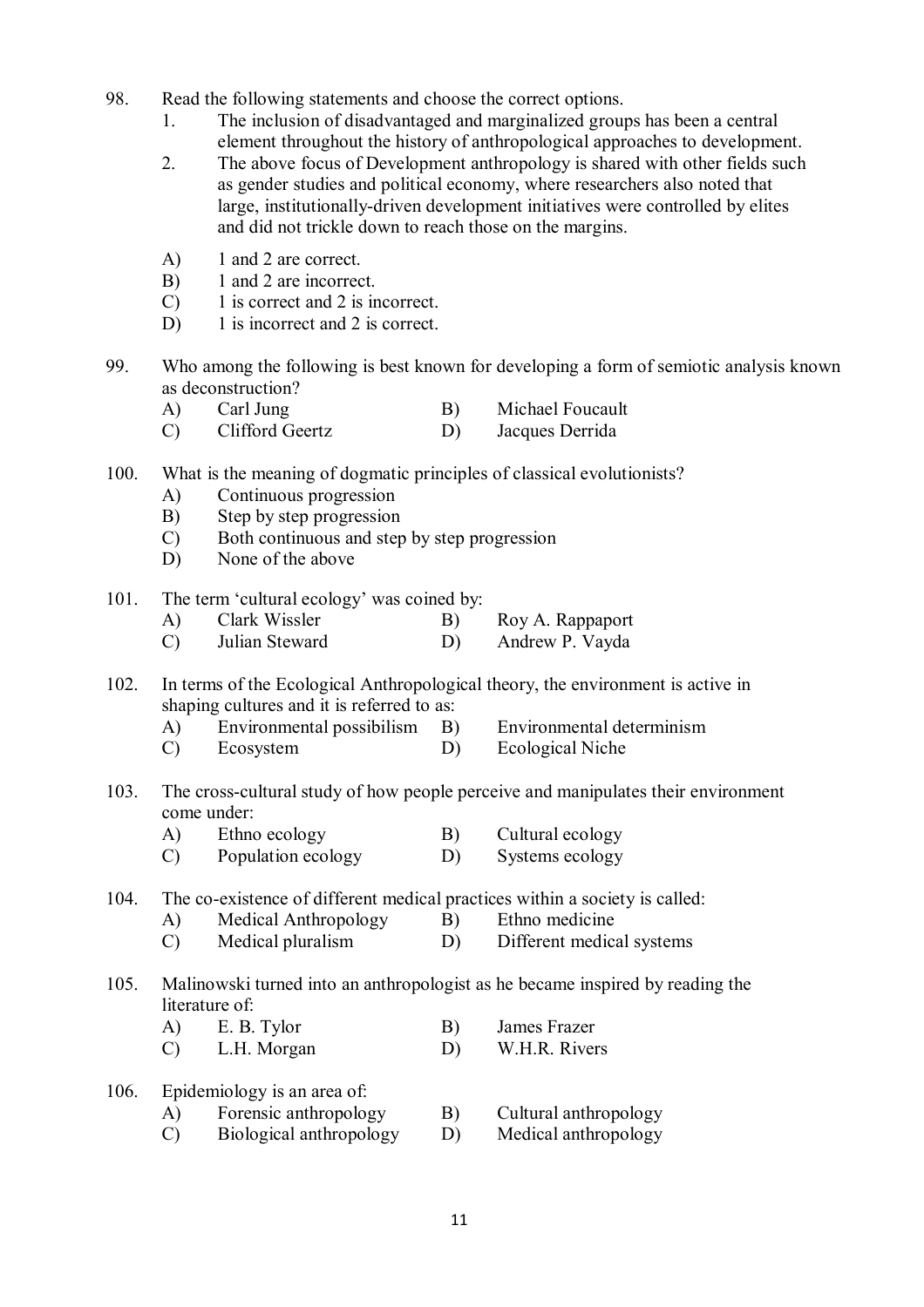98. Read the following statements and choose the correct options.
    1. The inclusion of disadvantaged and marginalized groups has been a central element throughout the history of anthropological approaches to development.
    2. The above focus of Development anthropology is shared with other fields such as gender studies and political economy, where researchers also noted that large, institutionally-driven development initiatives were controlled by elites and did not trickle down to reach those on the margins.

    A) 1 and 2 are correct.
    B) 1 and 2 are incorrect.
    C) 1 is correct and 2 is incorrect.
    D) 1 is incorrect and 2 is correct.

99. Who among the following is best known for developing a form of semiotic analysis known as deconstruction?
    A) Carl Jung
    B) Michael Foucault
    C) Clifford Geertz
    D) Jacques Derrida

100. What is the meaning of dogmatic principles of classical evolutionists?
    A) Continuous progression
    B) Step by step progression
    C) Both continuous and step by step progression
    D) None of the above

101. The term 'cultural ecology' was coined by:
    A) Clark Wissler
    B) Roy A. Rappaport
    C) Julian Steward
    D) Andrew P. Vayda

102. In terms of the Ecological Anthropological theory, the environment is active in shaping cultures and it is referred to as:
    A) Environmental possibilism
    B) Environmental determinism
    C) Ecosystem
    D) Ecological Niche

103. The cross-cultural study of how people perceive and manipulates their environment come under:
    A) Ethno ecology
    B) Cultural ecology
    C) Population ecology
    D) Systems ecology

104. The co-existence of different medical practices within a society is called:
    A) Medical Anthropology
    B) Ethno medicine
    C) Medical pluralism
    D) Different medical systems

105. Malinowski turned into an anthropologist as he became inspired by reading the literature of:
    A) E. B. Tylor
    B) James Frazer
    C) L.H. Morgan
    D) W.H.R. Rivers

106. Epidemiology is an area of:
    A) Forensic anthropology
    B) Cultural anthropology
    C) Biological anthropology
    D) Medical anthropology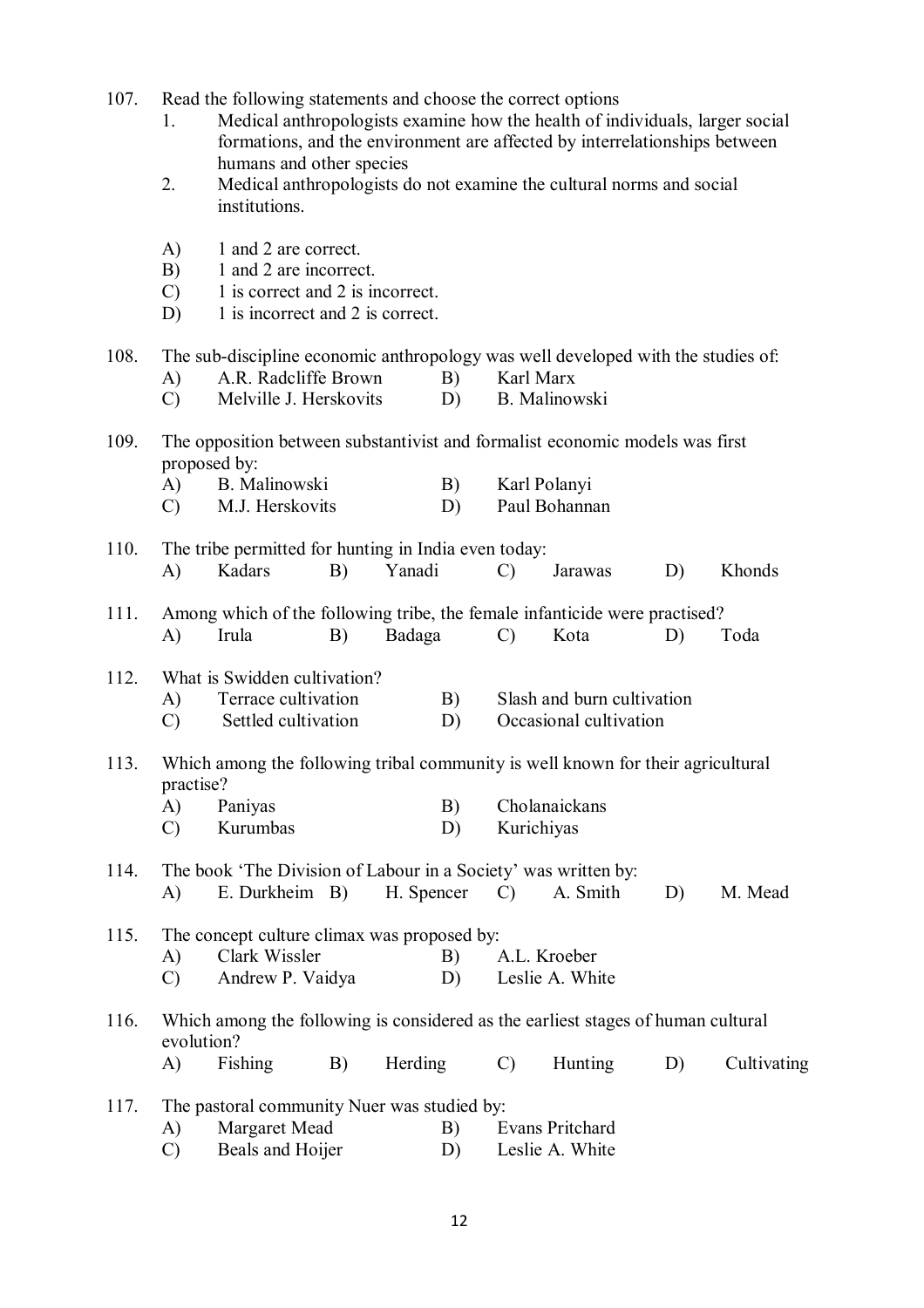107. Read the following statements and choose the correct options

 1. Medical anthropologists examine how the health of individuals, larger social formations, and the environment are affected by interrelationships between humans and other species
 2. Medical anthropologists do not examine the cultural norms and social institutions.

 A) 1 and 2 are correct.
 B) 1 and 2 are incorrect.
 C) 1 is correct and 2 is incorrect.
 D) 1 is incorrect and 2 is correct.

108. The sub-discipline economic anthropology was well developed with the studies of:

 A) A.R. Radcliffe Brown B) Karl Marx
 C) Melville J. Herskovits D) B. Malinowski

109. The opposition between substantivist and formalist economic models was first proposed by:

 A) B. Malinowski B) Karl Polanyi
 C) M.J. Herskovits D) Paul Bohannan

110. The tribe permitted for hunting in India even today:

 A) Kadars B) Yanadi C) Jarawas D) Khonds

111. Among which of the following tribe, the female infanticide were practised?

 A) Irula B) Badaga C) Kota D) Toda

112. What is Swidden cultivation?

 A) Terrace cultivation B) Slash and burn cultivation
 C) Settled cultivation D) Occasional cultivation

113. Which among the following tribal community is well known for their agricultural practise?

 A) Paniyas B) Cholanaickans
 C) Kurumbas D) Kurichiyas

114. The book 'The Division of Labour in a Society' was written by:

 A) E. Durkheim B) H. Spencer C) A. Smith D) M. Mead

115. The concept culture climax was proposed by:

 A) Clark Wissler B) A.L. Kroeber
 C) Andrew P. Vaidya D) Leslie A. White

116. Which among the following is considered as the earliest stages of human cultural evolution?

 A) Fishing B) Herding C) Hunting D) Cultivating

117. The pastoral community Nuer was studied by:

 A) Margaret Mead B) Evans Pritchard
 C) Beals and Hoijer D) Leslie A. White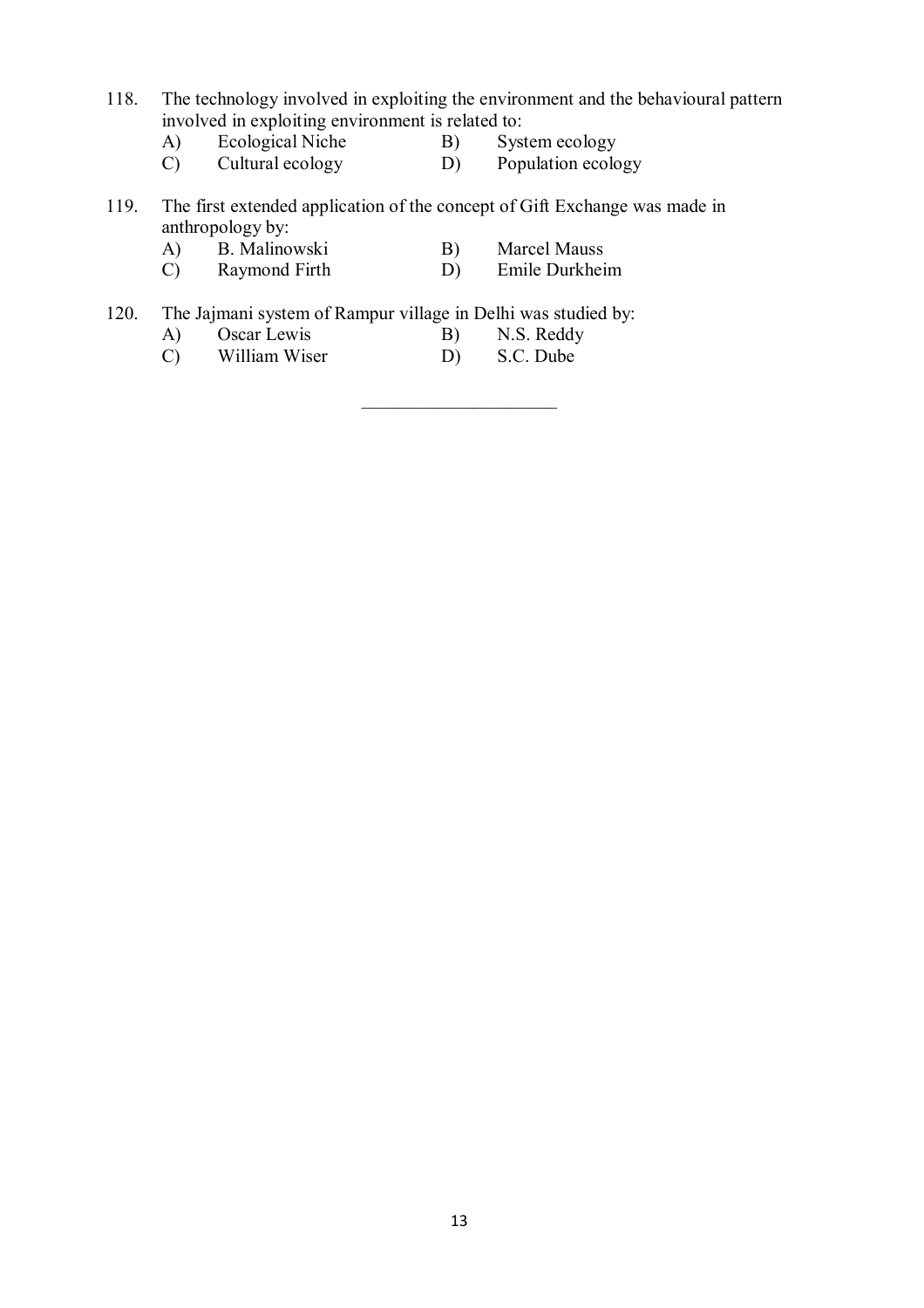118. The technology involved in exploiting the environment and the behavioural pattern involved in exploiting environment is related to:

   A) Ecological Niche
   B) System ecology
   C) Cultural ecology
   D) Population ecology

119. The first extended application of the concept of Gift Exchange was made in anthropology by:

   A) B. Malinowski
   B) Marcel Mauss
   C) Raymond Firth
   D) Emile Durkheim

120. The Jajmani system of Rampur village in Delhi was studied by:

   A) Oscar Lewis
   B) N.S. Reddy
   C) William Wiser
   D) S.C. Dube

---